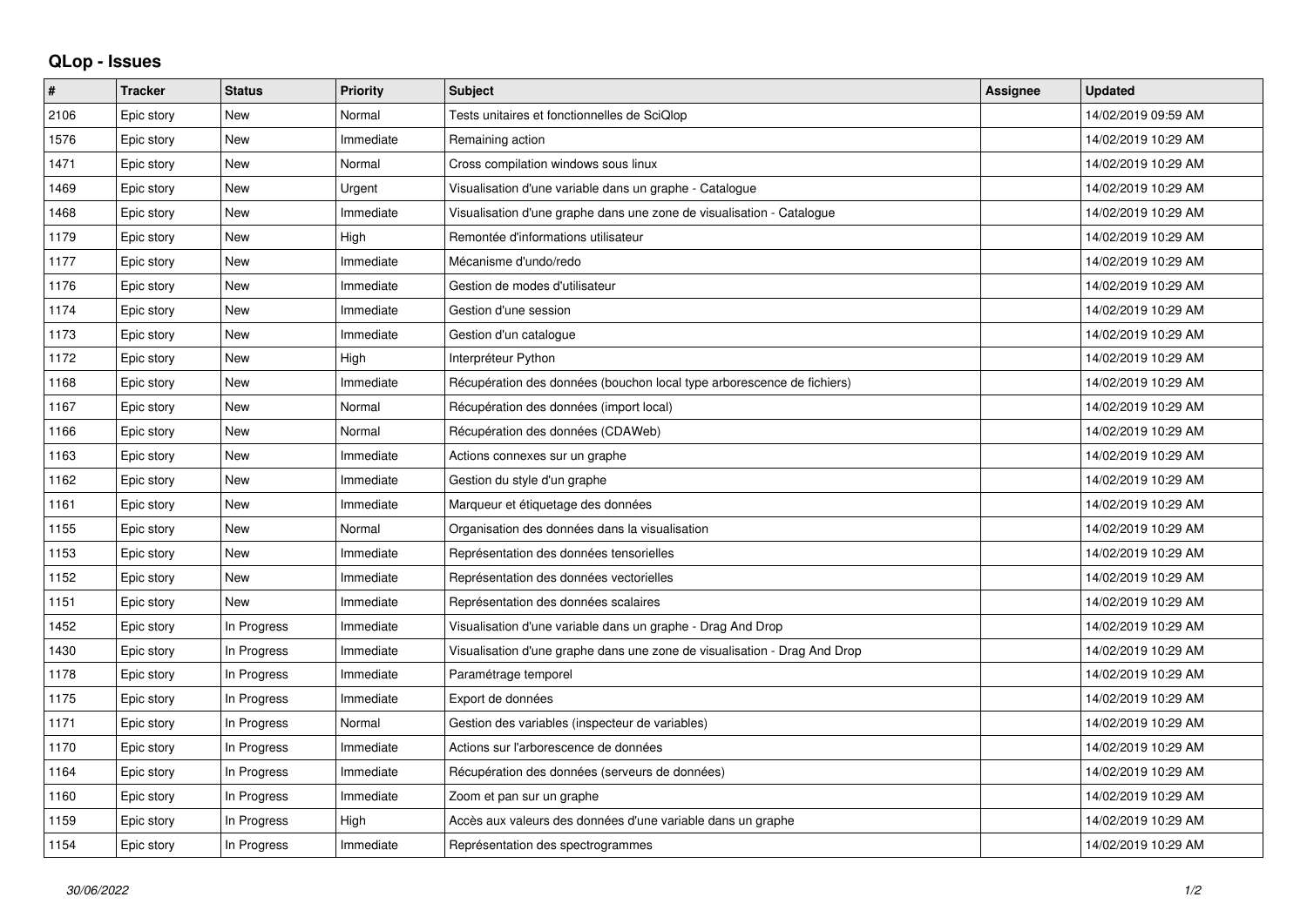## QLop - Issues

| # | Tracker | Status | Priority | Subject | Assignee | Updated |
|---|---|---|---|---|---|---|
| 2106 | Epic story | New | Normal | Tests unitaires et fonctionnelles de SciQlop | | 14/02/2019 09:59 AM |
| 1576 | Epic story | New | Immediate | Remaining action | | 14/02/2019 10:29 AM |
| 1471 | Epic story | New | Normal | Cross compilation windows sous linux | | 14/02/2019 10:29 AM |
| 1469 | Epic story | New | Urgent | Visualisation d'une variable dans un graphe - Catalogue | | 14/02/2019 10:29 AM |
| 1468 | Epic story | New | Immediate | Visualisation d'une graphe dans une zone de visualisation - Catalogue | | 14/02/2019 10:29 AM |
| 1179 | Epic story | New | High | Remontée d'informations utilisateur | | 14/02/2019 10:29 AM |
| 1177 | Epic story | New | Immediate | Mécanisme d'undo/redo | | 14/02/2019 10:29 AM |
| 1176 | Epic story | New | Immediate | Gestion de modes d'utilisateur | | 14/02/2019 10:29 AM |
| 1174 | Epic story | New | Immediate | Gestion d'une session | | 14/02/2019 10:29 AM |
| 1173 | Epic story | New | Immediate | Gestion d'un catalogue | | 14/02/2019 10:29 AM |
| 1172 | Epic story | New | High | Interpréteur Python | | 14/02/2019 10:29 AM |
| 1168 | Epic story | New | Immediate | Récupération des données (bouchon local type arborescence de fichiers) | | 14/02/2019 10:29 AM |
| 1167 | Epic story | New | Normal | Récupération des données (import local) | | 14/02/2019 10:29 AM |
| 1166 | Epic story | New | Normal | Récupération des données (CDAWeb) | | 14/02/2019 10:29 AM |
| 1163 | Epic story | New | Immediate | Actions connexes sur un graphe | | 14/02/2019 10:29 AM |
| 1162 | Epic story | New | Immediate | Gestion du style d'un graphe | | 14/02/2019 10:29 AM |
| 1161 | Epic story | New | Immediate | Marqueur et étiquetage des données | | 14/02/2019 10:29 AM |
| 1155 | Epic story | New | Normal | Organisation des données dans la visualisation | | 14/02/2019 10:29 AM |
| 1153 | Epic story | New | Immediate | Représentation des données tensorielles | | 14/02/2019 10:29 AM |
| 1152 | Epic story | New | Immediate | Représentation des données vectorielles | | 14/02/2019 10:29 AM |
| 1151 | Epic story | New | Immediate | Représentation des données scalaires | | 14/02/2019 10:29 AM |
| 1452 | Epic story | In Progress | Immediate | Visualisation d'une variable dans un graphe - Drag And Drop | | 14/02/2019 10:29 AM |
| 1430 | Epic story | In Progress | Immediate | Visualisation d'une graphe dans une zone de visualisation - Drag And Drop | | 14/02/2019 10:29 AM |
| 1178 | Epic story | In Progress | Immediate | Paramétrage temporel | | 14/02/2019 10:29 AM |
| 1175 | Epic story | In Progress | Immediate | Export de données | | 14/02/2019 10:29 AM |
| 1171 | Epic story | In Progress | Normal | Gestion des variables (inspecteur de variables) | | 14/02/2019 10:29 AM |
| 1170 | Epic story | In Progress | Immediate | Actions sur l'arborescence de données | | 14/02/2019 10:29 AM |
| 1164 | Epic story | In Progress | Immediate | Récupération des données (serveurs de données) | | 14/02/2019 10:29 AM |
| 1160 | Epic story | In Progress | Immediate | Zoom et pan sur un graphe | | 14/02/2019 10:29 AM |
| 1159 | Epic story | In Progress | High | Accès aux valeurs des données d'une variable dans un graphe | | 14/02/2019 10:29 AM |
| 1154 | Epic story | In Progress | Immediate | Représentation des spectrogrammes | | 14/02/2019 10:29 AM |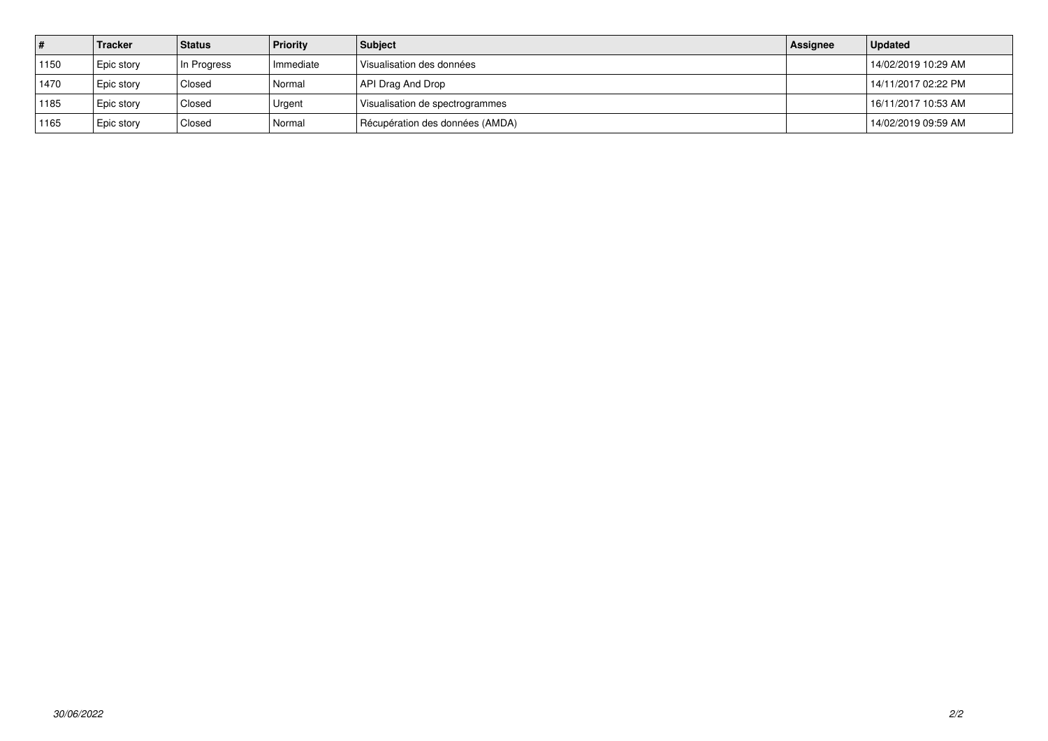| # | Tracker | Status | Priority | Subject | Assignee | Updated |
| --- | --- | --- | --- | --- | --- | --- |
| 1150 | Epic story | In Progress | Immediate | Visualisation des données | | 14/02/2019 10:29 AM |
| 1470 | Epic story | Closed | Normal | API Drag And Drop | | 14/11/2017 02:22 PM |
| 1185 | Epic story | Closed | Urgent | Visualisation de spectrogrammes | | 16/11/2017 10:53 AM |
| 1165 | Epic story | Closed | Normal | Récupération des données (AMDA) | | 14/02/2019 09:59 AM |